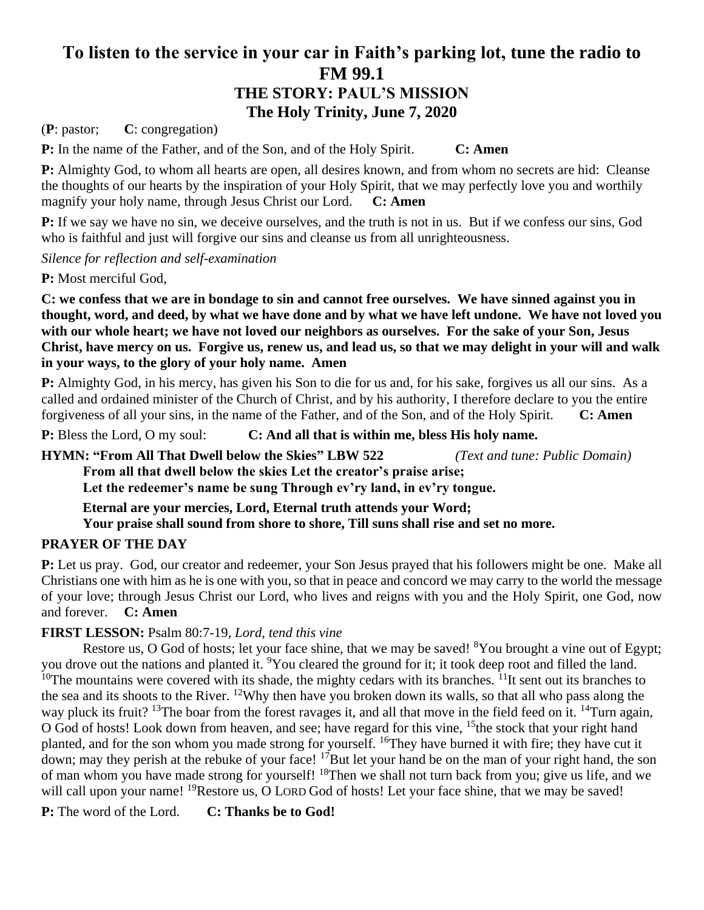# To listen to the service in your car in Faith's parking lot, tune the radio to FM 99.1

## THE STORY: PAUL'S MISSION

## The Holy Trinity, June 7, 2020

(**P**: pastor; **C**: congregation)

**P:** In the name of the Father, and of the Son, and of the Holy Spirit. **C: Amen**

**P:** Almighty God, to whom all hearts are open, all desires known, and from whom no secrets are hid: Cleanse the thoughts of our hearts by the inspiration of your Holy Spirit, that we may perfectly love you and worthily magnify your holy name, through Jesus Christ our Lord. **C: Amen**

**P:** If we say we have no sin, we deceive ourselves, and the truth is not in us. But if we confess our sins, God who is faithful and just will forgive our sins and cleanse us from all unrighteousness.

*Silence for reflection and self-examination*

**P:** Most merciful God,

**C: we confess that we are in bondage to sin and cannot free ourselves. We have sinned against you in thought, word, and deed, by what we have done and by what we have left undone. We have not loved you with our whole heart; we have not loved our neighbors as ourselves. For the sake of your Son, Jesus Christ, have mercy on us. Forgive us, renew us, and lead us, so that we may delight in your will and walk in your ways, to the glory of your holy name. Amen**

**P:** Almighty God, in his mercy, has given his Son to die for us and, for his sake, forgives us all our sins. As a called and ordained minister of the Church of Christ, and by his authority, I therefore declare to you the entire forgiveness of all your sins, in the name of the Father, and of the Son, and of the Holy Spirit. **C: Amen**

**P:** Bless the Lord, O my soul: **C: And all that is within me, bless His holy name.**

**HYMN: "From All That Dwell below the Skies" LBW 522** *(Text and tune: Public Domain)*

**From all that dwell below the skies Let the creator's praise arise;**
**Let the redeemer's name be sung Through ev'ry land, in ev'ry tongue.**

**Eternal are your mercies, Lord, Eternal truth attends your Word;**
**Your praise shall sound from shore to shore, Till suns shall rise and set no more.**

**PRAYER OF THE DAY**

**P:** Let us pray. God, our creator and redeemer, your Son Jesus prayed that his followers might be one. Make all Christians one with him as he is one with you, so that in peace and concord we may carry to the world the message of your love; through Jesus Christ our Lord, who lives and reigns with you and the Holy Spirit, one God, now and forever. **C: Amen**

**FIRST LESSON:** Psalm 80:7-19, *Lord, tend this vine*

Restore us, O God of hosts; let your face shine, that we may be saved! [8]You brought a vine out of Egypt; you drove out the nations and planted it. [9]You cleared the ground for it; it took deep root and filled the land. [10]The mountains were covered with its shade, the mighty cedars with its branches. [11]It sent out its branches to the sea and its shoots to the River. [12]Why then have you broken down its walls, so that all who pass along the way pluck its fruit? [13]The boar from the forest ravages it, and all that move in the field feed on it. [14]Turn again, O God of hosts! Look down from heaven, and see; have regard for this vine, [15]the stock that your right hand planted, and for the son whom you made strong for yourself. [16]They have burned it with fire; they have cut it down; may they perish at the rebuke of your face! [17]But let your hand be on the man of your right hand, the son of man whom you have made strong for yourself! [18]Then we shall not turn back from you; give us life, and we will call upon your name! [19]Restore us, O LORD God of hosts! Let your face shine, that we may be saved!

**P:** The word of the Lord. **C: Thanks be to God!**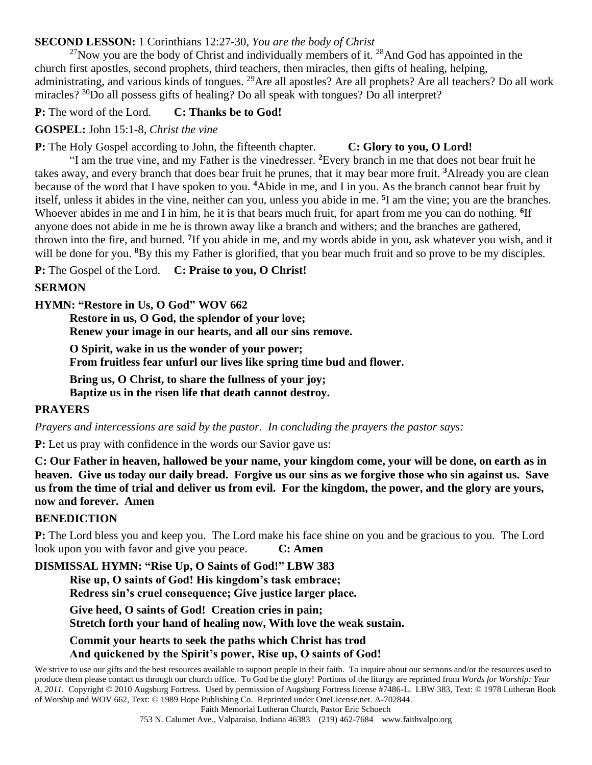**SECOND LESSON:** 1 Corinthians 12:27-30, *You are the body of Christ*

[27]Now you are the body of Christ and individually members of it. [28]And God has appointed in the church first apostles, second prophets, third teachers, then miracles, then gifts of healing, helping, administrating, and various kinds of tongues. [29]Are all apostles? Are all prophets? Are all teachers? Do all work miracles? [30]Do all possess gifts of healing? Do all speak with tongues? Do all interpret?

**P:** The word of the Lord. **C: Thanks be to God!**

**GOSPEL:** John 15:1-8, *Christ the vine*

**P:** The Holy Gospel according to John, the fifteenth chapter. **C: Glory to you, O Lord!**

"I am the true vine, and my Father is the vinedresser. [2]Every branch in me that does not bear fruit he takes away, and every branch that does bear fruit he prunes, that it may bear more fruit. [3]Already you are clean because of the word that I have spoken to you. [4]Abide in me, and I in you. As the branch cannot bear fruit by itself, unless it abides in the vine, neither can you, unless you abide in me. [5]I am the vine; you are the branches. Whoever abides in me and I in him, he it is that bears much fruit, for apart from me you can do nothing. [6]If anyone does not abide in me he is thrown away like a branch and withers; and the branches are gathered, thrown into the fire, and burned. [7]If you abide in me, and my words abide in you, ask whatever you wish, and it will be done for you. [8]By this my Father is glorified, that you bear much fruit and so prove to be my disciples.

**P:** The Gospel of the Lord. **C: Praise to you, O Christ!**

**SERMON**

**HYMN: "Restore in Us, O God" WOV 662**

**Restore in us, O God, the splendor of your love;**
**Renew your image in our hearts, and all our sins remove.**

**O Spirit, wake in us the wonder of your power;**
**From fruitless fear unfurl our lives like spring time bud and flower.**

**Bring us, O Christ, to share the fullness of your joy;**
**Baptize us in the risen life that death cannot destroy.**

**PRAYERS**

*Prayers and intercessions are said by the pastor. In concluding the prayers the pastor says:*

**P:** Let us pray with confidence in the words our Savior gave us:

**C: Our Father in heaven, hallowed be your name, your kingdom come, your will be done, on earth as in heaven. Give us today our daily bread. Forgive us our sins as we forgive those who sin against us. Save us from the time of trial and deliver us from evil. For the kingdom, the power, and the glory are yours, now and forever. Amen**

**BENEDICTION**

**P:** The Lord bless you and keep you. The Lord make his face shine on you and be gracious to you. The Lord look upon you with favor and give you peace. **C: Amen**

**DISMISSAL HYMN: "Rise Up, O Saints of God!" LBW 383**

**Rise up, O saints of God! His kingdom's task embrace;**
**Redress sin's cruel consequence; Give justice larger place.**

**Give heed, O saints of God! Creation cries in pain;**
**Stretch forth your hand of healing now, With love the weak sustain.**

**Commit your hearts to seek the paths which Christ has trod**
**And quickened by the Spirit's power, Rise up, O saints of God!**

We strive to use our gifts and the best resources available to support people in their faith. To inquire about our sermons and/or the resources used to produce them please contact us through our church office. To God be the glory! Portions of the liturgy are reprinted from *Words for Worship: Year A, 2011*. Copyright © 2010 Augsburg Fortress. Used by permission of Augsburg Fortress license #7486-L. LBW 383, Text: © 1978 Lutheran Book of Worship and WOV 662, Text: © 1989 Hope Publishing Co. Reprinted under OneLicense.net. A-702844.

Faith Memorial Lutheran Church, Pastor Eric Schoech

753 N. Calumet Ave., Valparaiso, Indiana 46383 (219) 462-7684 www.faithvalpo.org